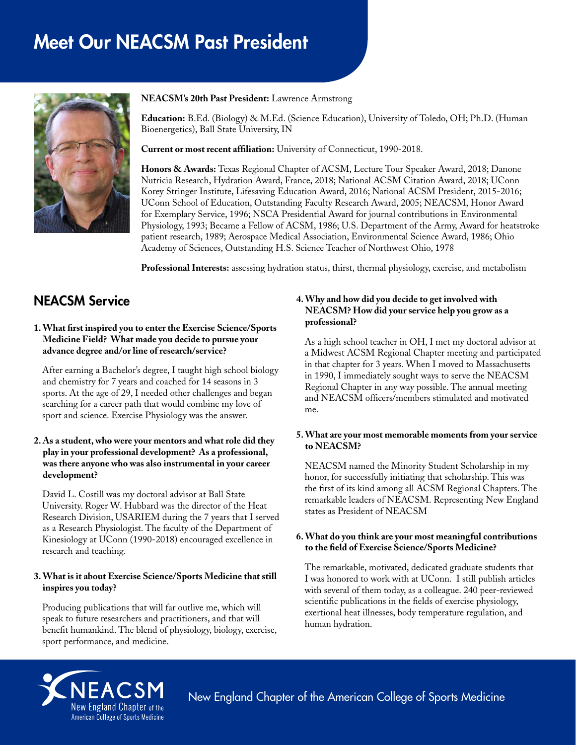# Meet Our NEACSM Past President

**NEACSM's 20th Past President:** Lawrence Armstrong

**Education:** B.Ed. (Biology) & M.Ed. (Science Education), University of Toledo, OH; Ph.D. (Human Bioenergetics), Ball State University, IN

**Current or most recent affiliation:** University of Connecticut, 1990-2018.

**Honors & Awards:** Texas Regional Chapter of ACSM, Lecture Tour Speaker Award, 2018; Danone Nutricia Research, Hydration Award, France, 2018; National ACSM Citation Award, 2018; UConn Korey Stringer Institute, Lifesaving Education Award, 2016; National ACSM President, 2015-2016; UConn School of Education, Outstanding Faculty Research Award, 2005; NEACSM, Honor Award for Exemplary Service, 1996; NSCA Presidential Award for journal contributions in Environmental Physiology, 1993; Became a Fellow of ACSM, 1986; U.S. Department of the Army, Award for heatstroke patient research, 1989; Aerospace Medical Association, Environmental Science Award, 1986; Ohio Academy of Sciences, Outstanding H.S. Science Teacher of Northwest Ohio, 1978

**Professional Interests:** assessing hydration status, thirst, thermal physiology, exercise, and metabolism

## NEACSM Service

**1. What first inspired you to enter the Exercise Science/Sports Medicine Field? What made you decide to pursue your advance degree and/or line of research/service?**

After earning a Bachelor's degree, I taught high school biology and chemistry for 7 years and coached for 14 seasons in 3 sports. At the age of 29, I needed other challenges and began searching for a career path that would combine my love of sport and science. Exercise Physiology was the answer.

**2. As a student, who were your mentors and what role did they play in your professional development? As a professional, was there anyone who was also instrumental in your career development?**

David L. Costill was my doctoral advisor at Ball State University. Roger W. Hubbard was the director of the Heat Research Division, USARIEM during the 7 years that I served as a Research Physiologist. The faculty of the Department of Kinesiology at UConn (1990-2018) encouraged excellence in research and teaching.

**3. What is it about Exercise Science/Sports Medicine that still inspires you today?**

Producing publications that will far outlive me, which will speak to future researchers and practitioners, and that will benefit humankind. The blend of physiology, biology, exercise, sport performance, and medicine.

**4. Why and how did you decide to get involved with NEACSM? How did your service help you grow as a professional?**

As a high school teacher in OH, I met my doctoral advisor at a Midwest ACSM Regional Chapter meeting and participated in that chapter for 3 years. When I moved to Massachusetts in 1990, I immediately sought ways to serve the NEACSM Regional Chapter in any way possible. The annual meeting and NEACSM officers/members stimulated and motivated me.

**5. What are your most memorable moments from your service to NEACSM?**

NEACSM named the Minority Student Scholarship in my honor, for successfully initiating that scholarship. This was the first of its kind among all ACSM Regional Chapters. The remarkable leaders of NEACSM. Representing New England states as President of NEACSM

**6. What do you think are your most meaningful contributions to the field of Exercise Science/Sports Medicine?**

The remarkable, motivated, dedicated graduate students that I was honored to work with at UConn. I still publish articles with several of them today, as a colleague. 240 peer-reviewed scientific publications in the fields of exercise physiology, exertional heat illnesses, body temperature regulation, and human hydration.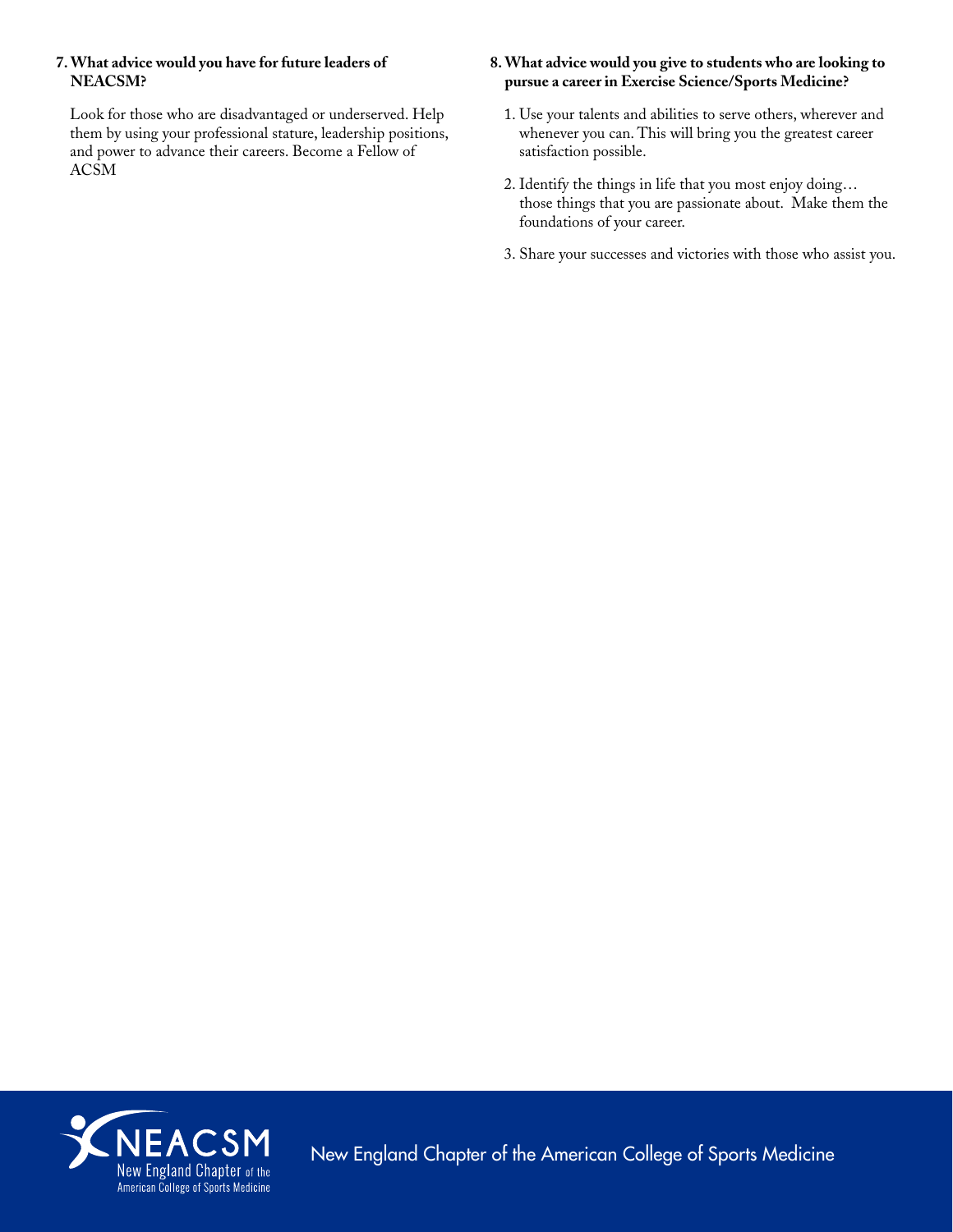**7. What advice would you have for future leaders of NEACSM?**

Look for those who are disadvantaged or underserved. Help them by using your professional stature, leadership positions, and power to advance their careers. Become a Fellow of ACSM

**8. What advice would you give to students who are looking to pursue a career in Exercise Science/Sports Medicine?**

1. Use your talents and abilities to serve others, wherever and whenever you can. This will bring you the greatest career satisfaction possible.
2. Identify the things in life that you most enjoy doing… those things that you are passionate about. Make them the foundations of your career.
3. Share your successes and victories with those who assist you.